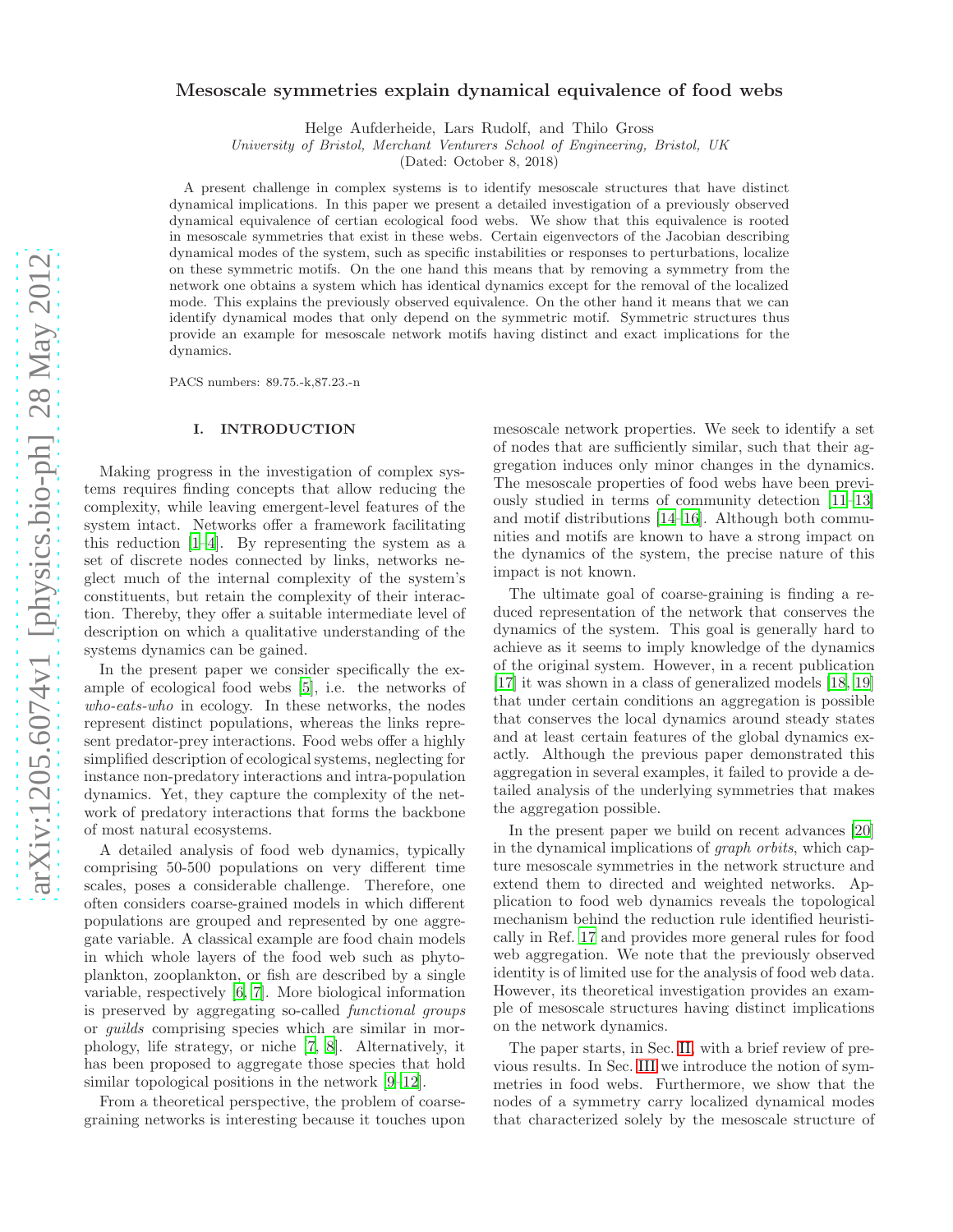# Mesoscale symmetries explain dynamical equivalence of food webs

Helge Aufderheide, Lars Rudolf, and Thilo Gross

*University of Bristol, Merchant Venturers School of Engineering, Bristol, UK*

(Dated: October 8, 2018)

A present challenge in complex systems is to identify mesoscale structures that have distinct dynamical implications. In this paper we present a detailed investigation of a previously observed dynamical equivalence of certian ecological food webs. We show that this equivalence is rooted in mesoscale symmetries that exist in these webs. Certain eigenvectors of the Jacobian describing dynamical modes of the system, such as specific instabilities or responses to perturbations, localize on these symmetric motifs. On the one hand this means that by removing a symmetry from the network one obtains a system which has identical dynamics except for the removal of the localized mode. This explains the previously observed equivalence. On the other hand it means that we can identify dynamical modes that only depend on the symmetric motif. Symmetric structures thus provide an example for mesoscale network motifs having distinct and exact implications for the dynamics.

PACS numbers: 89.75.-k,87.23.-n

## I. INTRODUCTION

Making progress in the investigation of complex systems requires finding concepts that allow reducing the complexity, while leaving emergent-level features of the system intact. Networks offer a framework facilitating this reduction [1–4]. By representing the system as a set of discrete nodes connected by links, networks neglect much of the internal complexity of the system's constituents, but retain the complexity of their interaction. Thereby, they offer a suitable intermediate level of description on which a qualitative understanding of the systems dynamics can be gained.

In the present paper we consider specifically the example of ecological food webs [5], i.e. the networks of *who-eats-who* in ecology. In these networks, the nodes represent distinct populations, whereas the links represent predator-prey interactions. Food webs offer a highly simplified description of ecological systems, neglecting for instance non-predatory interactions and intra-population dynamics. Yet, they capture the complexity of the network of predatory interactions that forms the backbone of most natural ecosystems.

A detailed analysis of food web dynamics, typically comprising 50-500 populations on very different time scales, poses a considerable challenge. Therefore, one often considers coarse-grained models in which different populations are grouped and represented by one aggregate variable. A classical example are food chain models in which whole layers of the food web such as phytoplankton, zooplankton, or fish are described by a single variable, respectively [6, 7]. More biological information is preserved by aggregating so-called *functional groups* or *guilds* comprising species which are similar in morphology, life strategy, or niche [7, 8]. Alternatively, it has been proposed to aggregate those species that hold similar topological positions in the network [9–12].

From a theoretical perspective, the problem of coarse-graining networks is interesting because it touches upon mesoscale network properties. We seek to identify a set of nodes that are sufficiently similar, such that their aggregation induces only minor changes in the dynamics. The mesoscale properties of food webs have been previously studied in terms of community detection [11–13] and motif distributions [14–16]. Although both communities and motifs are known to have a strong impact on the dynamics of the system, the precise nature of this impact is not known.

The ultimate goal of coarse-graining is finding a reduced representation of the network that conserves the dynamics of the system. This goal is generally hard to achieve as it seems to imply knowledge of the dynamics of the original system. However, in a recent publication [17] it was shown in a class of generalized models [18, 19] that under certain conditions an aggregation is possible that conserves the local dynamics around steady states and at least certain features of the global dynamics exactly. Although the previous paper demonstrated this aggregation in several examples, it failed to provide a detailed analysis of the underlying symmetries that makes the aggregation possible.

In the present paper we build on recent advances [20] in the dynamical implications of *graph orbits*, which capture mesoscale symmetries in the network structure and extend them to directed and weighted networks. Application to food web dynamics reveals the topological mechanism behind the reduction rule identified heuristically in Ref. 17 and provides more general rules for food web aggregation. We note that the previously observed identity is of limited use for the analysis of food web data. However, its theoretical investigation provides an example of mesoscale structures having distinct implications on the network dynamics.

The paper starts, in Sec. II, with a brief review of previous results. In Sec. III we introduce the notion of symmetries in food webs. Furthermore, we show that the nodes of a symmetry carry localized dynamical modes that characterized solely by the mesoscale structure of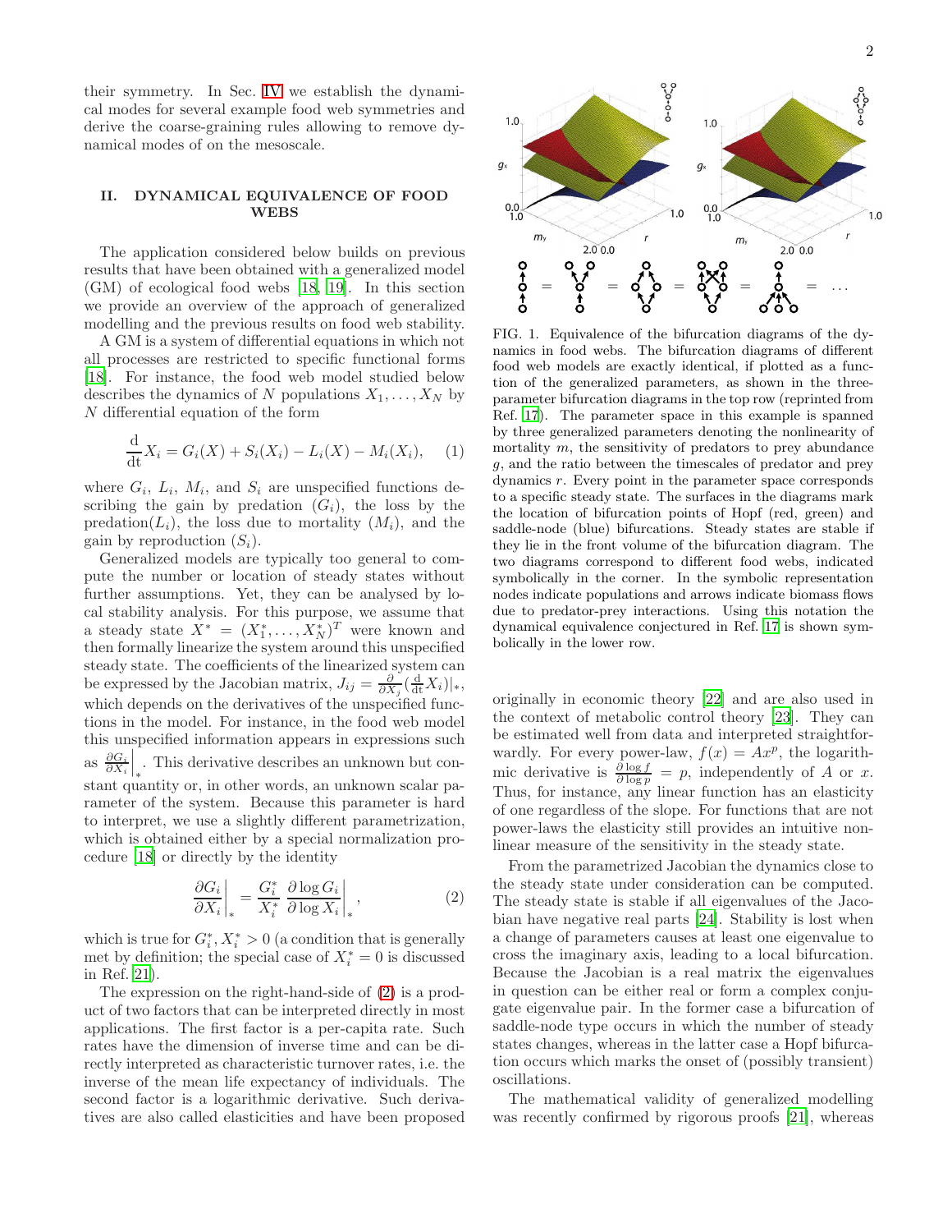their symmetry. In Sec. IV we establish the dynamical modes for several example food web symmetries and derive the coarse-graining rules allowing to remove dynamical modes of on the mesoscale.

## II. DYNAMICAL EQUIVALENCE OF FOOD WEBS

The application considered below builds on previous results that have been obtained with a generalized model (GM) of ecological food webs [18, 19]. In this section we provide an overview of the approach of generalized modelling and the previous results on food web stability.

A GM is a system of differential equations in which not all processes are restricted to specific functional forms [18]. For instance, the food web model studied below describes the dynamics of $N$ populations $X_1, \ldots, X_N$ by $N$ differential equation of the form

$$\frac{\mathrm{d}}{\mathrm{dt}} X_i = G_i(X) + S_i(X_i) - L_i(X) - M_i(X_i), \quad (1)$$

where $G_i$, $L_i$, $M_i$, and $S_i$ are unspecified functions describing the gain by predation ($G_i$), the loss by the predation($L_i$), the loss due to mortality ($M_i$), and the gain by reproduction ($S_i$).

Generalized models are typically too general to compute the number or location of steady states without further assumptions. Yet, they can be analysed by local stability analysis. For this purpose, we assume that a steady state $X^* = (X_1^*, \ldots, X_N^*)^T$ were known and then formally linearize the system around this unspecified steady state. The coefficients of the linearized system can be expressed by the Jacobian matrix, $J_{ij} = \frac{\partial}{\partial X_j}(\frac{\mathrm{d}}{\mathrm{dt}} X_i)|_*$, which depends on the derivatives of the unspecified functions in the model. For instance, in the food web model this unspecified information appears in expressions such as $\left.\frac{\partial G_i}{\partial X_i}\right|_*$. This derivative describes an unknown but constant quantity or, in other words, an unknown scalar parameter of the system. Because this parameter is hard to interpret, we use a slightly different parametrization, which is obtained either by a special normalization procedure [18] or directly by the identity

$$\left.\frac{\partial G_i}{\partial X_i}\right|_* = \frac{G_i^*}{X_i^*} \left.\frac{\partial \log G_i}{\partial \log X_i}\right|_*, \quad (2)$$

which is true for $G_i^*, X_i^* > 0$ (a condition that is generally met by definition; the special case of $X_i^* = 0$ is discussed in Ref. [21]).

The expression on the right-hand-side of (2) is a product of two factors that can be interpreted directly in most applications. The first factor is a per-capita rate. Such rates have the dimension of inverse time and can be directly interpreted as characteristic turnover rates, i.e. the inverse of the mean life expectancy of individuals. The second factor is a logarithmic derivative. Such derivatives are also called elasticities and have been proposed originally in economic theory [22] and are also used in the context of metabolic control theory [23]. They can be estimated well from data and interpreted straightforwardly. For every power-law, $f(x) = Ax^p$, the logarithmic derivative is $\frac{\partial \log f}{\partial \log p} = p$, independently of $A$ or $x$. Thus, for instance, any linear function has an elasticity of one regardless of the slope. For functions that are not power-laws the elasticity still provides an intuitive nonlinear measure of the sensitivity in the steady state.

FIG. 1. Equivalence of the bifurcation diagrams of the dynamics in food webs. The bifurcation diagrams of different food web models are exactly identical, if plotted as a function of the generalized parameters, as shown in the three-parameter bifurcation diagrams in the top row (reprinted from Ref. [17]). The parameter space in this example is spanned by three generalized parameters denoting the nonlinearity of mortality $m$, the sensitivity of predators to prey abundance $g$, and the ratio between the timescales of predator and prey dynamics $r$. Every point in the parameter space corresponds to a specific steady state. The surfaces in the diagrams mark the location of bifurcation points of Hopf (red, green) and saddle-node (blue) bifurcations. Steady states are stable if they lie in the front volume of the bifurcation diagram. The two diagrams correspond to different food webs, indicated symbolically in the corner. In the symbolic representation nodes indicate populations and arrows indicate biomass flows due to predator-prey interactions. Using this notation the dynamical equivalence conjectured in Ref. [17] is shown symbolically in the lower row.

From the parametrized Jacobian the dynamics close to the steady state under consideration can be computed. The steady state is stable if all eigenvalues of the Jacobian have negative real parts [24]. Stability is lost when a change of parameters causes at least one eigenvalue to cross the imaginary axis, leading to a local bifurcation. Because the Jacobian is a real matrix the eigenvalues in question can be either real or form a complex conjugate eigenvalue pair. In the former case a bifurcation of saddle-node type occurs in which the number of steady states changes, whereas in the latter case a Hopf bifurcation occurs which marks the onset of (possibly transient) oscillations.

The mathematical validity of generalized modelling was recently confirmed by rigorous proofs [21], whereas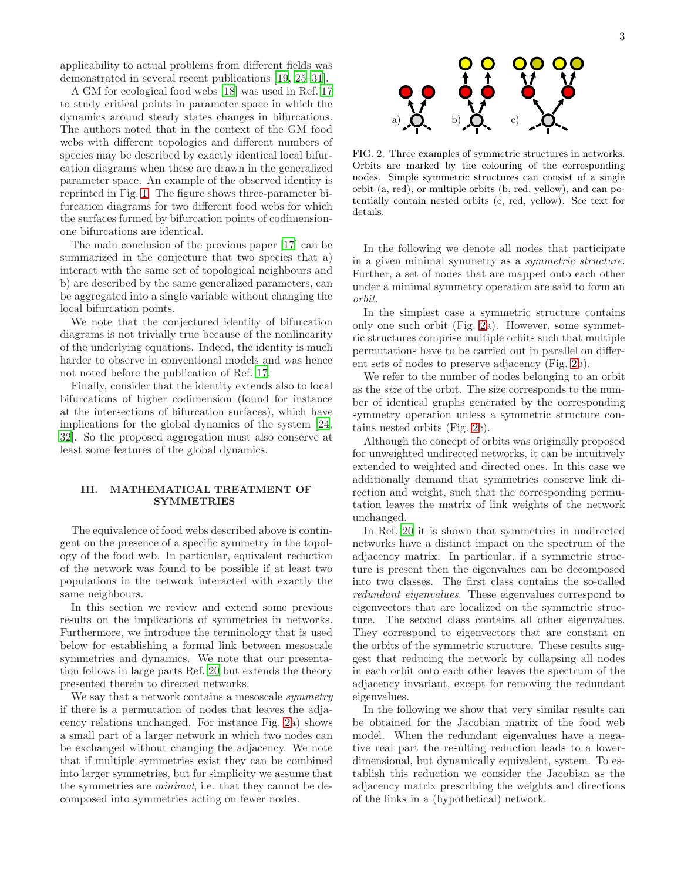applicability to actual problems from different fields was demonstrated in several recent publications [19, 25–31].

A GM for ecological food webs [18] was used in Ref. [17] to study critical points in parameter space in which the dynamics around steady states changes in bifurcations. The authors noted that in the context of the GM food webs with different topologies and different numbers of species may be described by exactly identical local bifurcation diagrams when these are drawn in the generalized parameter space. An example of the observed identity is reprinted in Fig. 1. The figure shows three-parameter bifurcation diagrams for two different food webs for which the surfaces formed by bifurcation points of codimension-one bifurcations are identical.

The main conclusion of the previous paper [17] can be summarized in the conjecture that two species that a) interact with the same set of topological neighbours and b) are described by the same generalized parameters, can be aggregated into a single variable without changing the local bifurcation points.

We note that the conjectured identity of bifurcation diagrams is not trivially true because of the nonlinearity of the underlying equations. Indeed, the identity is much harder to observe in conventional models and was hence not noted before the publication of Ref. 17.

Finally, consider that the identity extends also to local bifurcations of higher codimension (found for instance at the intersections of bifurcation surfaces), which have implications for the global dynamics of the system [24, 32]. So the proposed aggregation must also conserve at least some features of the global dynamics.

## III. MATHEMATICAL TREATMENT OF SYMMETRIES

The equivalence of food webs described above is contingent on the presence of a specific symmetry in the topology of the food web. In particular, equivalent reduction of the network was found to be possible if at least two populations in the network interacted with exactly the same neighbours.

In this section we review and extend some previous results on the implications of symmetries in networks. Furthermore, we introduce the terminology that is used below for establishing a formal link between mesoscale symmetries and dynamics. We note that our presentation follows in large parts Ref. 20 but extends the theory presented therein to directed networks.

We say that a network contains a mesoscale *symmetry* if there is a permutation of nodes that leaves the adjacency relations unchanged. For instance Fig. 2a) shows a small part of a larger network in which two nodes can be exchanged without changing the adjacency. We note that if multiple symmetries exist they can be combined into larger symmetries, but for simplicity we assume that the symmetries are *minimal*, i.e. that they cannot be decomposed into symmetries acting on fewer nodes.

FIG. 2. Three examples of symmetric structures in networks. Orbits are marked by the colouring of the corresponding nodes. Simple symmetric structures can consist of a single orbit (a, red), or multiple orbits (b, red, yellow), and can potentially contain nested orbits (c, red, yellow). See text for details.

In the following we denote all nodes that participate in a given minimal symmetry as a *symmetric structure*. Further, a set of nodes that are mapped onto each other under a minimal symmetry operation are said to form an *orbit*.

In the simplest case a symmetric structure contains only one such orbit (Fig. 2a). However, some symmetric structures comprise multiple orbits such that multiple permutations have to be carried out in parallel on different sets of nodes to preserve adjacency (Fig. 2b).

We refer to the number of nodes belonging to an orbit as the *size* of the orbit. The size corresponds to the number of identical graphs generated by the corresponding symmetry operation unless a symmetric structure contains nested orbits (Fig. 2c).

Although the concept of orbits was originally proposed for unweighted undirected networks, it can be intuitively extended to weighted and directed ones. In this case we additionally demand that symmetries conserve link direction and weight, such that the corresponding permutation leaves the matrix of link weights of the network unchanged.

In Ref. 20 it is shown that symmetries in undirected networks have a distinct impact on the spectrum of the adjacency matrix. In particular, if a symmetric structure is present then the eigenvalues can be decomposed into two classes. The first class contains the so-called *redundant eigenvalues*. These eigenvalues correspond to eigenvectors that are localized on the symmetric structure. The second class contains all other eigenvalues. They correspond to eigenvectors that are constant on the orbits of the symmetric structure. These results suggest that reducing the network by collapsing all nodes in each orbit onto each other leaves the spectrum of the adjacency invariant, except for removing the redundant eigenvalues.

In the following we show that very similar results can be obtained for the Jacobian matrix of the food web model. When the redundant eigenvalues have a negative real part the resulting reduction leads to a lower-dimensional, but dynamically equivalent, system. To establish this reduction we consider the Jacobian as the adjacency matrix prescribing the weights and directions of the links in a (hypothetical) network.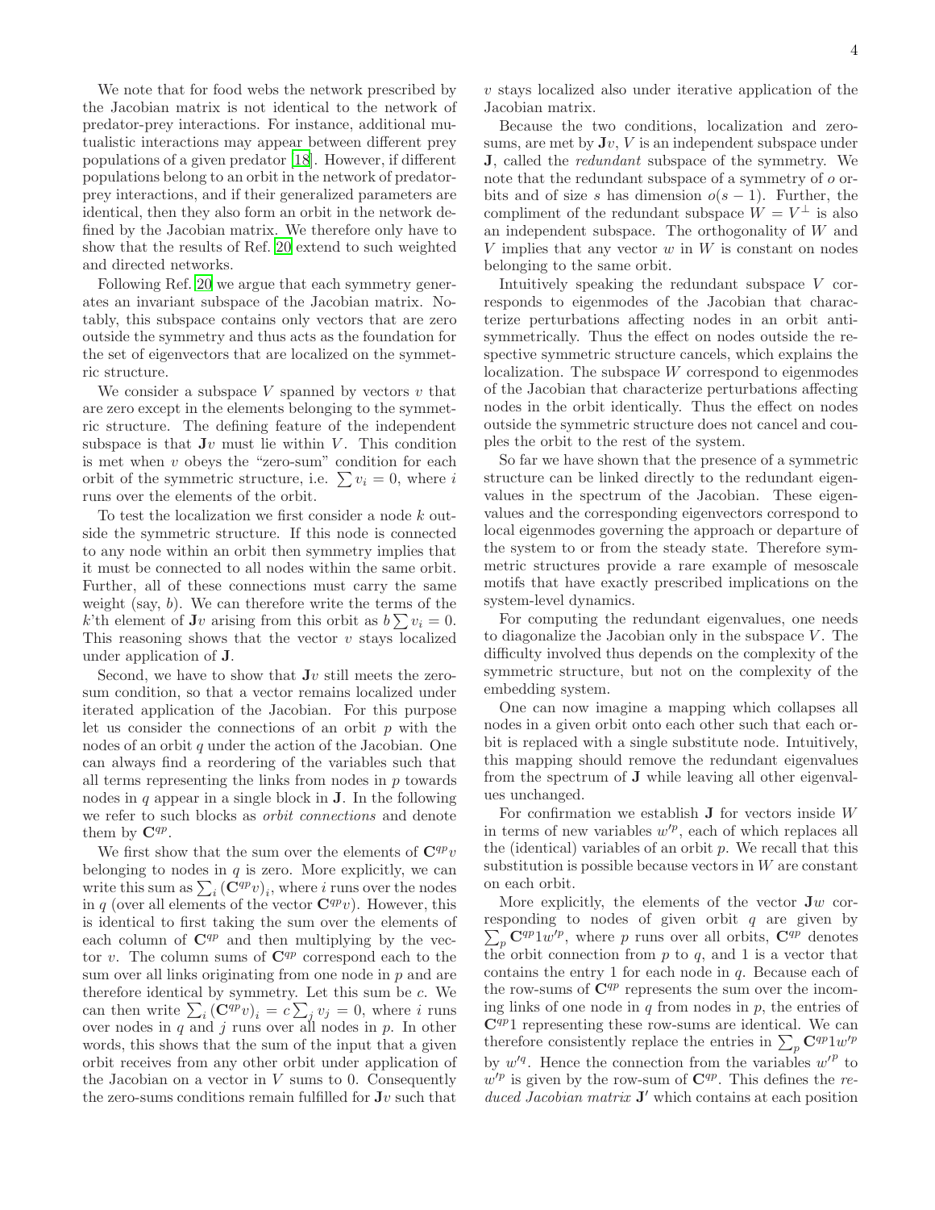We note that for food webs the network prescribed by the Jacobian matrix is not identical to the network of predator-prey interactions. For instance, additional mutualistic interactions may appear between different prey populations of a given predator [18]. However, if different populations belong to an orbit in the network of predator-prey interactions, and if their generalized parameters are identical, then they also form an orbit in the network defined by the Jacobian matrix. We therefore only have to show that the results of Ref. [20] extend to such weighted and directed networks.

Following Ref. [20] we argue that each symmetry generates an invariant subspace of the Jacobian matrix. Notably, this subspace contains only vectors that are zero outside the symmetry and thus acts as the foundation for the set of eigenvectors that are localized on the symmetric structure.

We consider a subspace $V$ spanned by vectors $v$ that are zero except in the elements belonging to the symmetric structure. The defining feature of the independent subspace is that $\mathbf{J}v$ must lie within $V$. This condition is met when $v$ obeys the "zero-sum" condition for each orbit of the symmetric structure, i.e. $\sum v_i = 0$, where $i$ runs over the elements of the orbit.

To test the localization we first consider a node $k$ outside the symmetric structure. If this node is connected to any node within an orbit then symmetry implies that it must be connected to all nodes within the same orbit. Further, all of these connections must carry the same weight (say, $b$). We can therefore write the terms of the $k$'th element of $\mathbf{J}v$ arising from this orbit as $b\sum v_i = 0$. This reasoning shows that the vector $v$ stays localized under application of $\mathbf{J}$.

Second, we have to show that $\mathbf{J}v$ still meets the zero-sum condition, so that a vector remains localized under iterated application of the Jacobian. For this purpose let us consider the connections of an orbit $p$ with the nodes of an orbit $q$ under the action of the Jacobian. One can always find a reordering of the variables such that all terms representing the links from nodes in $p$ towards nodes in $q$ appear in a single block in $\mathbf{J}$. In the following we refer to such blocks as *orbit connections* and denote them by $\mathbf{C}^{qp}$.

We first show that the sum over the elements of $\mathbf{C}^{qp}v$ belonging to nodes in $q$ is zero. More explicitly, we can write this sum as $\sum_i (\mathbf{C}^{qp}v)_i$, where $i$ runs over the nodes in $q$ (over all elements of the vector $\mathbf{C}^{qp}v$). However, this is identical to first taking the sum over the elements of each column of $\mathbf{C}^{qp}$ and then multiplying by the vector $v$. The column sums of $\mathbf{C}^{qp}$ correspond each to the sum over all links originating from one node in $p$ and are therefore identical by symmetry. Let this sum be $c$. We can then write $\sum_i (\mathbf{C}^{qp}v)_i = c\sum_j v_j = 0$, where $i$ runs over nodes in $q$ and $j$ runs over all nodes in $p$. In other words, this shows that the sum of the input that a given orbit receives from any other orbit under application of the Jacobian on a vector in $V$ sums to 0. Consequently the zero-sums conditions remain fulfilled for $\mathbf{J}v$ such that $v$ stays localized also under iterative application of the Jacobian matrix.

Because the two conditions, localization and zero-sums, are met by $\mathbf{J}v$, $V$ is an independent subspace under $\mathbf{J}$, called the *redundant* subspace of the symmetry. We note that the redundant subspace of a symmetry of $o$ orbits and of size $s$ has dimension $o(s-1)$. Further, the compliment of the redundant subspace $W = V^{\perp}$ is also an independent subspace. The orthogonality of $W$ and $V$ implies that any vector $w$ in $W$ is constant on nodes belonging to the same orbit.

Intuitively speaking the redundant subspace $V$ corresponds to eigenmodes of the Jacobian that characterize perturbations affecting nodes in an orbit antisymmetrically. Thus the effect on nodes outside the respective symmetric structure cancels, which explains the localization. The subspace $W$ correspond to eigenmodes of the Jacobian that characterize perturbations affecting nodes in the orbit identically. Thus the effect on nodes outside the symmetric structure does not cancel and couples the orbit to the rest of the system.

So far we have shown that the presence of a symmetric structure can be linked directly to the redundant eigenvalues in the spectrum of the Jacobian. These eigenvalues and the corresponding eigenvectors correspond to local eigenmodes governing the approach or departure of the system to or from the steady state. Therefore symmetric structures provide a rare example of mesoscale motifs that have exactly prescribed implications on the system-level dynamics.

For computing the redundant eigenvalues, one needs to diagonalize the Jacobian only in the subspace $V$. The difficulty involved thus depends on the complexity of the symmetric structure, but not on the complexity of the embedding system.

One can now imagine a mapping which collapses all nodes in a given orbit onto each other such that each orbit is replaced with a single substitute node. Intuitively, this mapping should remove the redundant eigenvalues from the spectrum of $\mathbf{J}$ while leaving all other eigenvalues unchanged.

For confirmation we establish $\mathbf{J}$ for vectors inside $W$ in terms of new variables $w'^p$, each of which replaces all the (identical) variables of an orbit $p$. We recall that this substitution is possible because vectors in $W$ are constant on each orbit.

More explicitly, the elements of the vector $\mathbf{J}w$ corresponding to nodes of given orbit $q$ are given by $\sum_p \mathbf{C}^{qp} 1 w'^p$, where $p$ runs over all orbits, $\mathbf{C}^{qp}$ denotes the orbit connection from $p$ to $q$, and 1 is a vector that contains the entry 1 for each node in $q$. Because each of the row-sums of $\mathbf{C}^{qp}$ represents the sum over the incoming links of one node in $q$ from nodes in $p$, the entries of $\mathbf{C}^{qp}1$ representing these row-sums are identical. We can therefore consistently replace the entries in $\sum_p \mathbf{C}^{qp} 1 w'^p$ by $w'^q$. Hence the connection from the variables $w'^p$ to $w'^p$ is given by the row-sum of $\mathbf{C}^{qp}$. This defines the *reduced Jacobian matrix* $\mathbf{J}'$ which contains at each position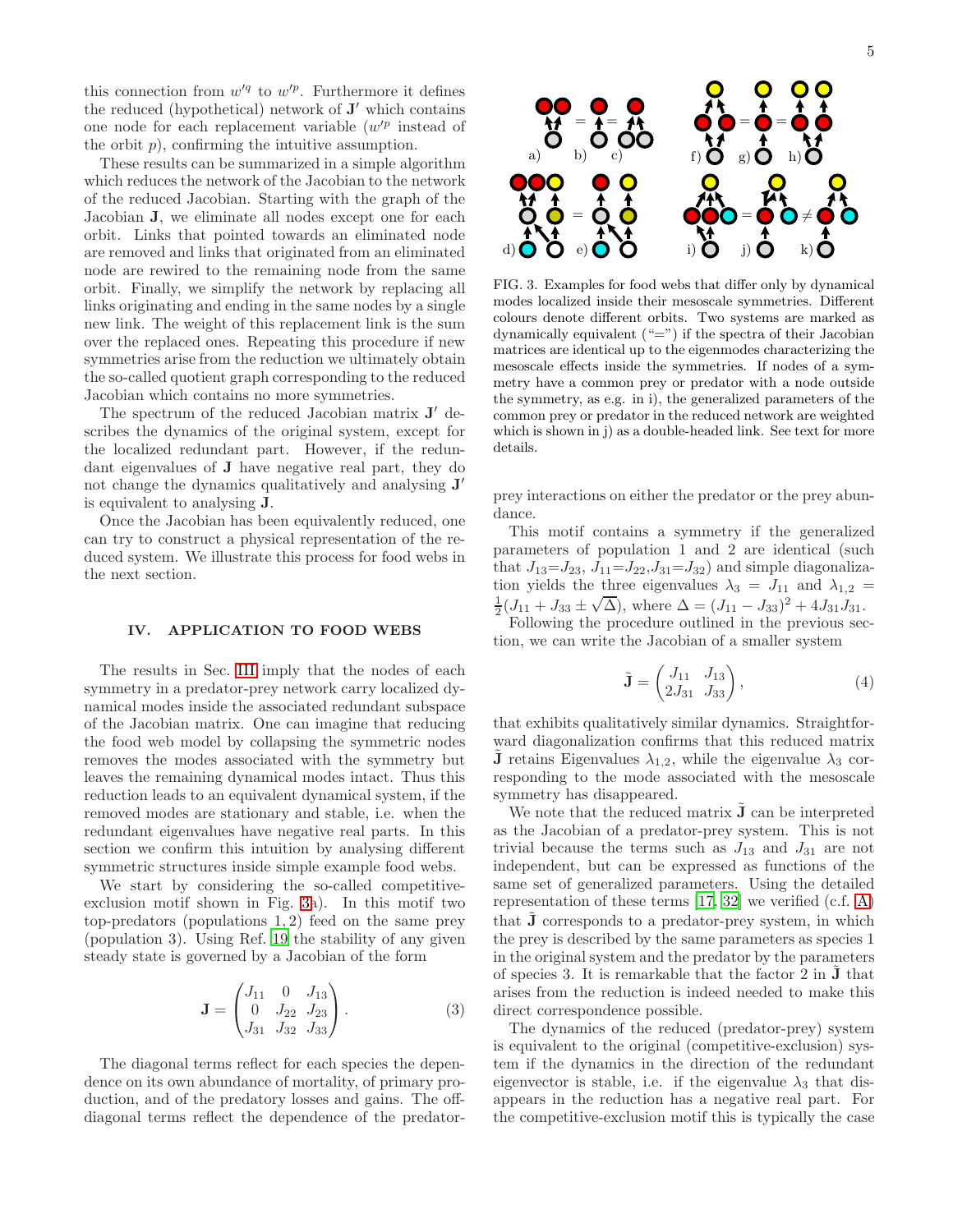this connection from $w'^q$ to $w'^p$. Furthermore it defines the reduced (hypothetical) network of $\mathbf{J}'$ which contains one node for each replacement variable ($w'^p$ instead of the orbit $p$), confirming the intuitive assumption.

These results can be summarized in a simple algorithm which reduces the network of the Jacobian to the network of the reduced Jacobian. Starting with the graph of the Jacobian $\mathbf{J}$, we eliminate all nodes except one for each orbit. Links that pointed towards an eliminated node are removed and links that originated from an eliminated node are rewired to the remaining node from the same orbit. Finally, we simplify the network by replacing all links originating and ending in the same nodes by a single new link. The weight of this replacement link is the sum over the replaced ones. Repeating this procedure if new symmetries arise from the reduction we ultimately obtain the so-called quotient graph corresponding to the reduced Jacobian which contains no more symmetries.

The spectrum of the reduced Jacobian matrix $\mathbf{J}'$ describes the dynamics of the original system, except for the localized redundant part. However, if the redundant eigenvalues of $\mathbf{J}$ have negative real part, they do not change the dynamics qualitatively and analysing $\mathbf{J}'$ is equivalent to analysing $\mathbf{J}$.

Once the Jacobian has been equivalently reduced, one can try to construct a physical representation of the reduced system. We illustrate this process for food webs in the next section.

## IV. APPLICATION TO FOOD WEBS

The results in Sec. III imply that the nodes of each symmetry in a predator-prey network carry localized dynamical modes inside the associated redundant subspace of the Jacobian matrix. One can imagine that reducing the food web model by collapsing the symmetric nodes removes the modes associated with the symmetry but leaves the remaining dynamical modes intact. Thus this reduction leads to an equivalent dynamical system, if the removed modes are stationary and stable, i.e. when the redundant eigenvalues have negative real parts. In this section we confirm this intuition by analysing different symmetric structures inside simple example food webs.

We start by considering the so-called competitive-exclusion motif shown in Fig. 3a). In this motif two top-predators (populations $1, 2$) feed on the same prey (population 3). Using Ref. 19 the stability of any given steady state is governed by a Jacobian of the form

$$\mathbf{J} = \begin{pmatrix} J_{11} & 0 & J_{13} \\ 0 & J_{22} & J_{23} \\ J_{31} & J_{32} & J_{33} \end{pmatrix}. \tag{3}$$

The diagonal terms reflect for each species the dependence on its own abundance of mortality, of primary production, and of the predatory losses and gains. The off-diagonal terms reflect the dependence of the predator-prey interactions on either the predator or the prey abundance.

FIG. 3. Examples for food webs that differ only by dynamical modes localized inside their mesoscale symmetries. Different colours denote different orbits. Two systems are marked as dynamically equivalent ("=") if the spectra of their Jacobian matrices are identical up to the eigenmodes characterizing the mesoscale effects inside the symmetries. If nodes of a symmetry have a common prey or predator with a node outside the symmetry, as e.g. in i), the generalized parameters of the common prey or predator in the reduced network are weighted which is shown in j) as a double-headed link. See text for more details.

This motif contains a symmetry if the generalized parameters of population 1 and 2 are identical (such that $J_{13}{=}J_{23}$, $J_{11}{=}J_{22}$,$J_{31}{=}J_{32}$) and simple diagonalization yields the three eigenvalues $\lambda_3 = J_{11}$ and $\lambda_{1,2} = \frac{1}{2}(J_{11} + J_{33} \pm \sqrt{\Delta})$, where $\Delta = (J_{11} - J_{33})^2 + 4J_{31}J_{31}$.

Following the procedure outlined in the previous section, we can write the Jacobian of a smaller system

$$\tilde{\mathbf{J}} = \begin{pmatrix} J_{11} & J_{13} \\ 2J_{31} & J_{33} \end{pmatrix}, \tag{4}$$

that exhibits qualitatively similar dynamics. Straightforward diagonalization confirms that this reduced matrix $\tilde{\mathbf{J}}$ retains Eigenvalues $\lambda_{1,2}$, while the eigenvalue $\lambda_3$ corresponding to the mode associated with the mesoscale symmetry has disappeared.

We note that the reduced matrix $\tilde{\mathbf{J}}$ can be interpreted as the Jacobian of a predator-prey system. This is not trivial because the terms such as $J_{13}$ and $J_{31}$ are not independent, but can be expressed as functions of the same set of generalized parameters. Using the detailed representation of these terms [17, 32] we verified (c.f. A) that $\tilde{\mathbf{J}}$ corresponds to a predator-prey system, in which the prey is described by the same parameters as species 1 in the original system and the predator by the parameters of species 3. It is remarkable that the factor 2 in $\tilde{\mathbf{J}}$ that arises from the reduction is indeed needed to make this direct correspondence possible.

The dynamics of the reduced (predator-prey) system is equivalent to the original (competitive-exclusion) system if the dynamics in the direction of the redundant eigenvector is stable, i.e. if the eigenvalue $\lambda_3$ that disappears in the reduction has a negative real part. For the competitive-exclusion motif this is typically the case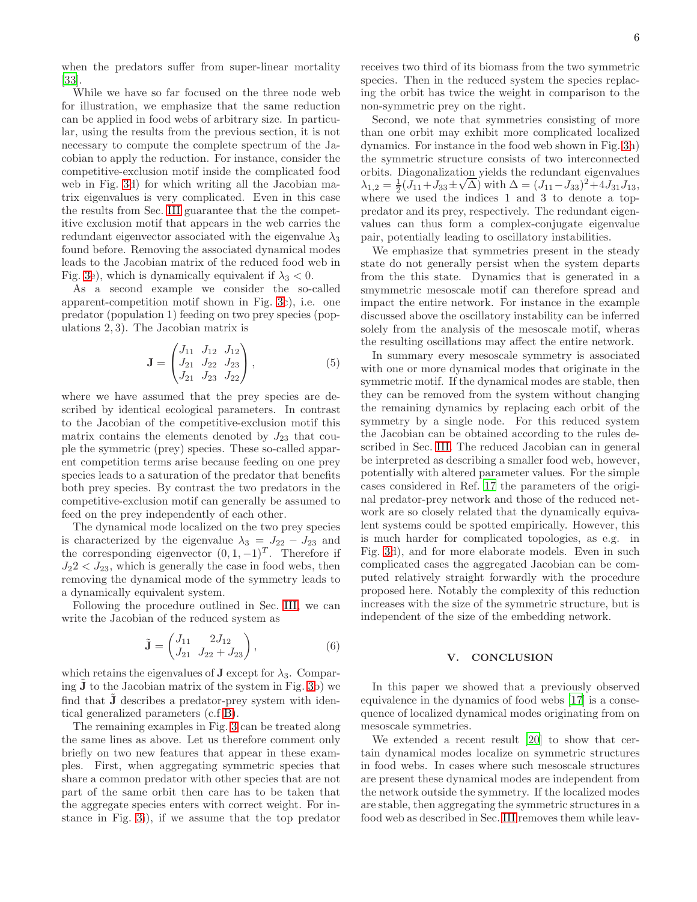when the predators suffer from super-linear mortality [33].

While we have so far focused on the three node web for illustration, we emphasize that the same reduction can be applied in food webs of arbitrary size. In particular, using the results from the previous section, it is not necessary to compute the complete spectrum of the Jacobian to apply the reduction. For instance, consider the competitive-exclusion motif inside the complicated food web in Fig. 3d) for which writing all the Jacobian matrix eigenvalues is very complicated. Even in this case the results from Sec. III guarantee that the the competitive exclusion motif that appears in the web carries the redundant eigenvector associated with the eigenvalue $\lambda_3$ found before. Removing the associated dynamical modes leads to the Jacobian matrix of the reduced food web in Fig. 3e), which is dynamically equivalent if $\lambda_3 < 0$.

As a second example we consider the so-called apparent-competition motif shown in Fig. 3c), i.e. one predator (population 1) feeding on two prey species (populations $2, 3$). The Jacobian matrix is

$$\mathbf{J} = \begin{pmatrix} J_{11} & J_{12} & J_{12} \\ J_{21} & J_{22} & J_{23} \\ J_{21} & J_{23} & J_{22} \end{pmatrix}, \tag{5}$$

where we have assumed that the prey species are described by identical ecological parameters. In contrast to the Jacobian of the competitive-exclusion motif this matrix contains the elements denoted by $J_{23}$ that couple the symmetric (prey) species. These so-called apparent competition terms arise because feeding on one prey species leads to a saturation of the predator that benefits both prey species. By contrast the two predators in the competitive-exclusion motif can generally be assumed to feed on the prey independently of each other.

The dynamical mode localized on the two prey species is characterized by the eigenvalue $\lambda_3 = J_{22} - J_{23}$ and the corresponding eigenvector $(0, 1, -1)^T$. Therefore if $J_22 < J_{23}$, which is generally the case in food webs, then removing the dynamical mode of the symmetry leads to a dynamically equivalent system.

Following the procedure outlined in Sec. III, we can write the Jacobian of the reduced system as

$$\tilde{\mathbf{J}} = \begin{pmatrix} J_{11} & 2J_{12} \\ J_{21} & J_{22} + J_{23} \end{pmatrix}, \tag{6}$$

which retains the eigenvalues of $\mathbf{J}$ except for $\lambda_3$. Comparing $\tilde{\mathbf{J}}$ to the Jacobian matrix of the system in Fig. 3b) we find that $\tilde{\mathbf{J}}$ describes a predator-prey system with identical generalized parameters (c.f B).

The remaining examples in Fig. 3 can be treated along the same lines as above. Let us therefore comment only briefly on two new features that appear in these examples. First, when aggregating symmetric species that share a common predator with other species that are not part of the same orbit then care has to be taken that the aggregate species enters with correct weight. For instance in Fig. 3i), if we assume that the top predator receives two third of its biomass from the two symmetric species. Then in the reduced system the species replacing the orbit has twice the weight in comparison to the non-symmetric prey on the right.

Second, we note that symmetries consisting of more than one orbit may exhibit more complicated localized dynamics. For instance in the food web shown in Fig. 3h) the symmetric structure consists of two interconnected orbits. Diagonalization yields the redundant eigenvalues $\lambda_{1,2} = \frac{1}{2}(J_{11} + J_{33} \pm \sqrt{\Delta})$ with $\Delta = (J_{11} - J_{33})^2 + 4J_{31}J_{13}$, where we used the indices 1 and 3 to denote a top-predator and its prey, respectively. The redundant eigenvalues can thus form a complex-conjugate eigenvalue pair, potentially leading to oscillatory instabilities.

We emphasize that symmetries present in the steady state do not generally persist when the system departs from the this state. Dynamics that is generated in a smymmetric mesoscale motif can therefore spread and impact the entire network. For instance in the example discussed above the oscillatory instability can be inferred solely from the analysis of the mesoscale motif, wheras the resulting oscillations may affect the entire network.

In summary every mesoscale symmetry is associated with one or more dynamical modes that originate in the symmetric motif. If the dynamical modes are stable, then they can be removed from the system without changing the remaining dynamics by replacing each orbit of the symmetry by a single node. For this reduced system the Jacobian can be obtained according to the rules described in Sec. III. The reduced Jacobian can in general be interpreted as describing a smaller food web, however, potentially with altered parameter values. For the simple cases considered in Ref. 17 the parameters of the original predator-prey network and those of the reduced network are so closely related that the dynamically equivalent systems could be spotted empirically. However, this is much harder for complicated topologies, as e.g. in Fig. 3d), and for more elaborate models. Even in such complicated cases the aggregated Jacobian can be computed relatively straight forwardly with the procedure proposed here. Notably the complexity of this reduction increases with the size of the symmetric structure, but is independent of the size of the embedding network.

## V. CONCLUSION

In this paper we showed that a previously observed equivalence in the dynamics of food webs [17] is a consequence of localized dynamical modes originating from on mesoscale symmetries.

We extended a recent result [20] to show that certain dynamical modes localize on symmetric structures in food webs. In cases where such mesoscale structures are present these dynamical modes are independent from the network outside the symmetry. If the localized modes are stable, then aggregating the symmetric structures in a food web as described in Sec. III removes them while leav-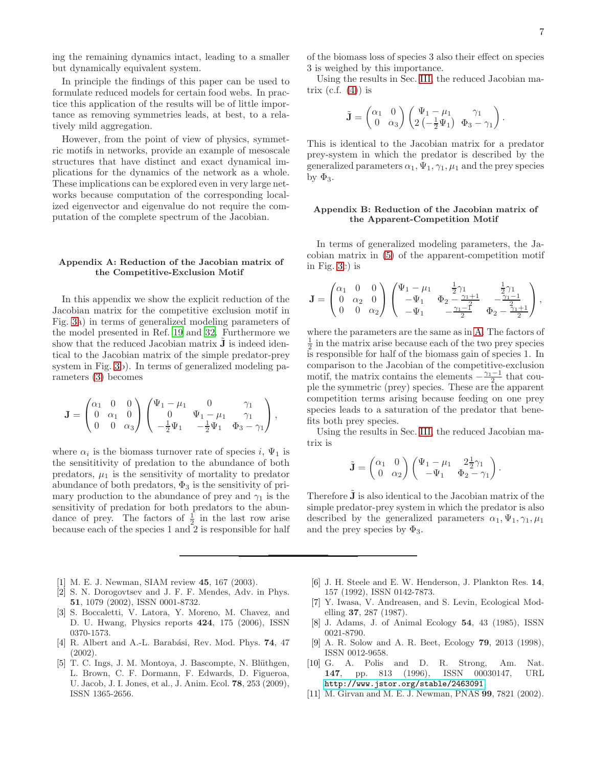ing the remaining dynamics intact, leading to a smaller but dynamically equivalent system.

In principle the findings of this paper can be used to formulate reduced models for certain food webs. In practice this application of the results will be of little importance as removing symmetries leads, at best, to a relatively mild aggregation.

However, from the point of view of physics, symmetric motifs in networks, provide an example of mesoscale structures that have distinct and exact dynamical implications for the dynamics of the network as a whole. These implications can be explored even in very large networks because computation of the corresponding localized eigenvector and eigenvalue do not require the computation of the complete spectrum of the Jacobian.

### Appendix A: Reduction of the Jacobian matrix of the Competitive-Exclusion Motif

In this appendix we show the explicit reduction of the Jacobian matrix for the competitive exclusion motif in Fig. 3a) in terms of generalized modeling parameters of the model presented in Ref. 19 and 32. Furthermore we show that the reduced Jacobian matrix $\tilde{\mathbf{J}}$ is indeed identical to the Jacobian matrix of the simple predator-prey system in Fig. 3b). In terms of generalized modeling parameters (3) becomes

$$\mathbf{J} = \begin{pmatrix} \alpha_1 & 0 & 0 \\ 0 & \alpha_1 & 0 \\ 0 & 0 & \alpha_3 \end{pmatrix} \begin{pmatrix} \Psi_1 - \mu_1 & 0 & \gamma_1 \\ 0 & \Psi_1 - \mu_1 & \gamma_1 \\ -\frac{1}{2}\Psi_1 & -\frac{1}{2}\Psi_1 & \Phi_3 - \gamma_1 \end{pmatrix},$$

where $\alpha_i$ is the biomass turnover rate of species $i$, $\Psi_1$ is the sensititivity of predation to the abundance of both predators, $\mu_1$ is the sensitivity of mortality to predator abundance of both predators, $\Phi_3$ is the sensitivity of primary production to the abundance of prey and $\gamma_1$ is the sensitivity of predation for both predators to the abundance of prey. The factors of $\frac{1}{2}$ in the last row arise because each of the species 1 and 2 is responsible for half of the biomass loss of species 3 also their effect on species 3 is weighed by this importance.

Using the results in Sec. III, the reduced Jacobian matrix (c.f. (4)) is

$$\tilde{\mathbf{J}} = \begin{pmatrix} \alpha_1 & 0 \\ 0 & \alpha_3 \end{pmatrix} \begin{pmatrix} \Psi_1 - \mu_1 & \gamma_1 \\ 2\left(-\frac{1}{2}\Psi_1\right) & \Phi_3 - \gamma_1 \end{pmatrix}.$$

This is identical to the Jacobian matrix for a predator prey-system in which the predator is described by the generalized parameters $\alpha_1, \Psi_1, \gamma_1, \mu_1$ and the prey species by $\Phi_3$.

### Appendix B: Reduction of the Jacobian matrix of the Apparent-Competition Motif

In terms of generalized modeling parameters, the Jacobian matrix in (5) of the apparent-competition motif in Fig. 3c) is

$$\mathbf{J} = \begin{pmatrix} \alpha_1 & 0 & 0 \\ 0 & \alpha_2 & 0 \\ 0 & 0 & \alpha_2 \end{pmatrix} \begin{pmatrix} \Psi_1 - \mu_1 & \frac{1}{2}\gamma_1 & \frac{1}{2}\gamma_1 \\ -\Psi_1 & \Phi_2 - \frac{\gamma_1+1}{2} & -\frac{\gamma_1-1}{2} \\ -\Psi_1 & -\frac{\gamma_1-1}{2} & \Phi_2 - \frac{\gamma_1+1}{2} \end{pmatrix},$$

where the parameters are the same as in A. The factors of $\frac{1}{2}$ in the matrix arise because each of the two prey species is responsible for half of the biomass gain of species 1. In comparison to the Jacobian of the competitive-exclusion motif, the matrix contains the elements $-\frac{\gamma_1-1}{2}$ that couple the symmetric (prey) species. These are the apparent competition terms arising because feeding on one prey species leads to a saturation of the predator that benefits both prey species.

Using the results in Sec. III, the reduced Jacobian matrix is

$$\tilde{\mathbf{J}} = \begin{pmatrix} \alpha_1 & 0 \\ 0 & \alpha_2 \end{pmatrix} \begin{pmatrix} \Psi_1 - \mu_1 & 2\frac{1}{2}\gamma_1 \\ -\Psi_1 & \Phi_2 - \gamma_1 \end{pmatrix}.$$

Therefore $\tilde{\mathbf{J}}$ is also identical to the Jacobian matrix of the simple predator-prey system in which the predator is also described by the generalized parameters $\alpha_1, \Psi_1, \gamma_1, \mu_1$ and the prey species by $\Phi_3$.

---

[1] M. E. J. Newman, SIAM review **45**, 167 (2003).

[2] S. N. Dorogovtsev and J. F. F. Mendes, Adv. in Phys. **51**, 1079 (2002), ISSN 0001-8732.

[3] S. Boccaletti, V. Latora, Y. Moreno, M. Chavez, and D. U. Hwang, Physics reports **424**, 175 (2006), ISSN 0370-1573.

[4] R. Albert and A.-L. Barabási, Rev. Mod. Phys. **74**, 47 (2002).

[5] T. C. Ings, J. M. Montoya, J. Bascompte, N. Blüthgen, L. Brown, C. F. Dormann, F. Edwards, D. Figueroa, U. Jacob, J. I. Jones, et al., J. Anim. Ecol. **78**, 253 (2009), ISSN 1365-2656.

[6] J. H. Steele and E. W. Henderson, J. Plankton Res. **14**, 157 (1992), ISSN 0142-7873.

[7] Y. Iwasa, V. Andreasen, and S. Levin, Ecological Modelling **37**, 287 (1987).

[8] J. Adams, J. of Animal Ecology **54**, 43 (1985), ISSN 0021-8790.

[9] A. R. Solow and A. R. Beet, Ecology **79**, 2013 (1998), ISSN 0012-9658.

[10] G. A. Polis and D. R. Strong, Am. Nat. **147**, pp. 813 (1996), ISSN 00030147, URL http://www.jstor.org/stable/2463091.

[11] M. Girvan and M. E. J. Newman, PNAS **99**, 7821 (2002).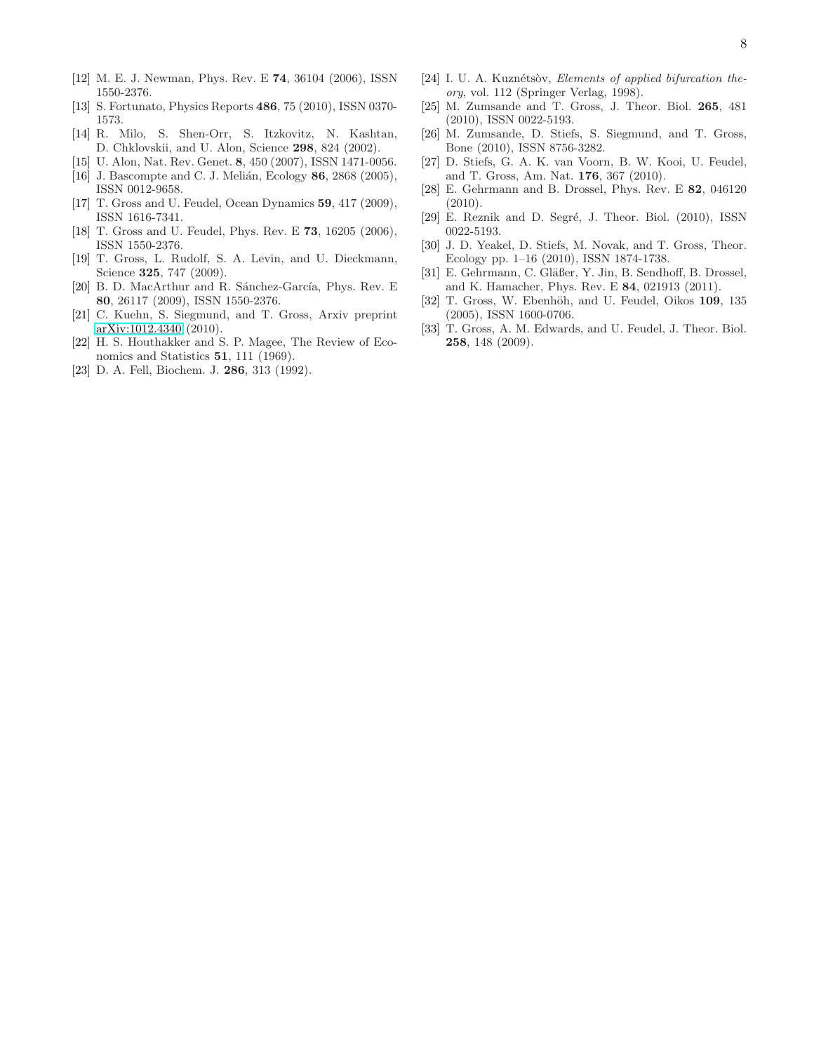[12] M. E. J. Newman, Phys. Rev. E **74**, 36104 (2006), ISSN 1550-2376.

[13] S. Fortunato, Physics Reports **486**, 75 (2010), ISSN 0370-1573.

[14] R. Milo, S. Shen-Orr, S. Itzkovitz, N. Kashtan, D. Chklovskii, and U. Alon, Science **298**, 824 (2002).

[15] U. Alon, Nat. Rev. Genet. **8**, 450 (2007), ISSN 1471-0056.

[16] J. Bascompte and C. J. Melián, Ecology **86**, 2868 (2005), ISSN 0012-9658.

[17] T. Gross and U. Feudel, Ocean Dynamics **59**, 417 (2009), ISSN 1616-7341.

[18] T. Gross and U. Feudel, Phys. Rev. E **73**, 16205 (2006), ISSN 1550-2376.

[19] T. Gross, L. Rudolf, S. A. Levin, and U. Dieckmann, Science **325**, 747 (2009).

[20] B. D. MacArthur and R. Sánchez-García, Phys. Rev. E **80**, 26117 (2009), ISSN 1550-2376.

[21] C. Kuehn, S. Siegmund, and T. Gross, Arxiv preprint arXiv:1012.4340 (2010).

[22] H. S. Houthakker and S. P. Magee, The Review of Economics and Statistics **51**, 111 (1969).

[23] D. A. Fell, Biochem. J. **286**, 313 (1992).

[24] I. U. A. Kuznétsòv, *Elements of applied bifurcation theory*, vol. 112 (Springer Verlag, 1998).

[25] M. Zumsande and T. Gross, J. Theor. Biol. **265**, 481 (2010), ISSN 0022-5193.

[26] M. Zumsande, D. Stiefs, S. Siegmund, and T. Gross, Bone (2010), ISSN 8756-3282.

[27] D. Stiefs, G. A. K. van Voorn, B. W. Kooi, U. Feudel, and T. Gross, Am. Nat. **176**, 367 (2010).

[28] E. Gehrmann and B. Drossel, Phys. Rev. E **82**, 046120 (2010).

[29] E. Reznik and D. Segré, J. Theor. Biol. (2010), ISSN 0022-5193.

[30] J. D. Yeakel, D. Stiefs, M. Novak, and T. Gross, Theor. Ecology pp. 1–16 (2010), ISSN 1874-1738.

[31] E. Gehrmann, C. Gläßer, Y. Jin, B. Sendhoff, B. Drossel, and K. Hamacher, Phys. Rev. E **84**, 021913 (2011).

[32] T. Gross, W. Ebenhöh, and U. Feudel, Oikos **109**, 135 (2005), ISSN 1600-0706.

[33] T. Gross, A. M. Edwards, and U. Feudel, J. Theor. Biol. **258**, 148 (2009).